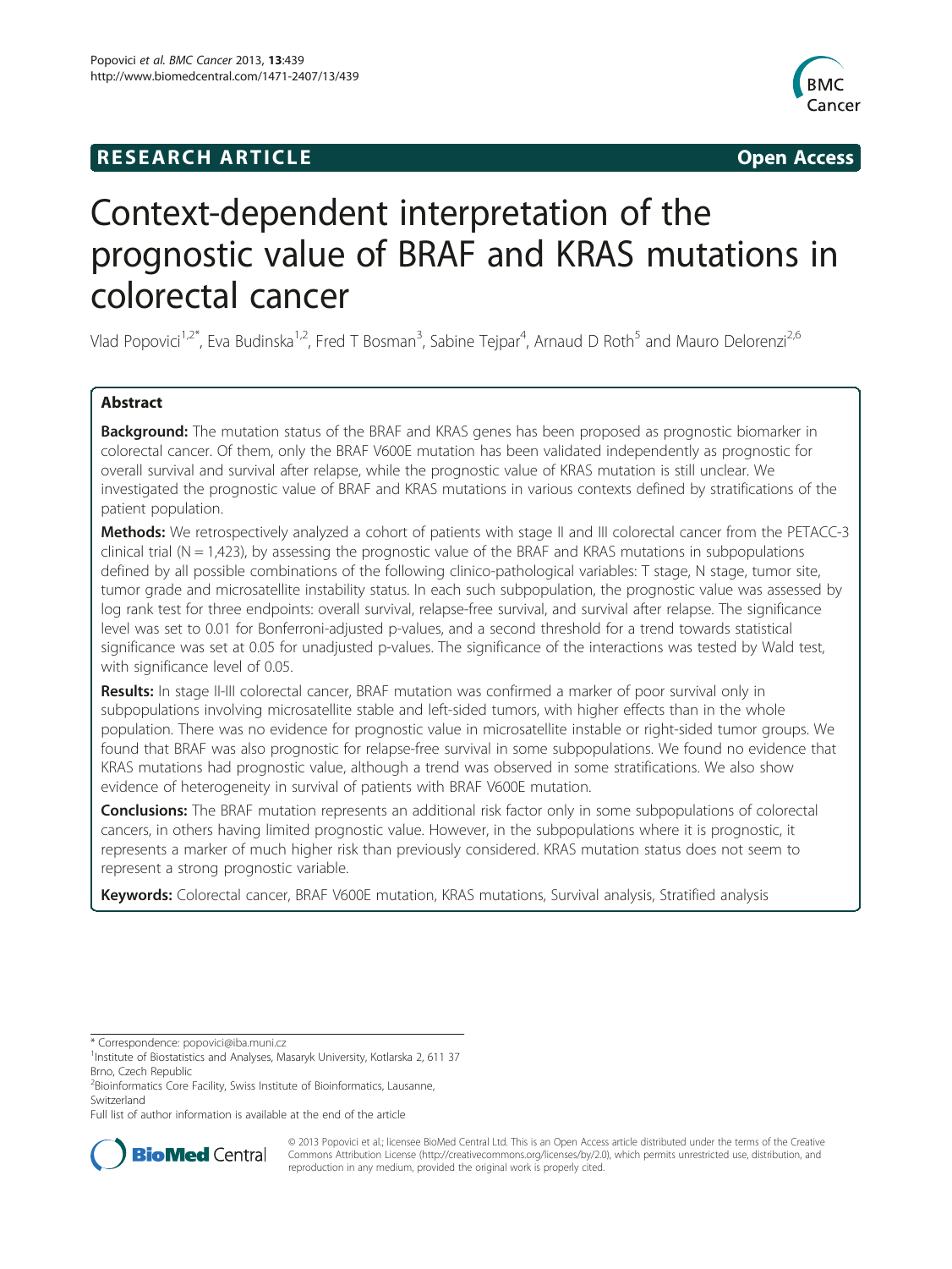**RESEARCH ARTICLE** **Open Access**

# Context-dependent interpretation of the prognostic value of BRAF and KRAS mutations in colorectal cancer

Vlad Popovici[1,2*], Eva Budinska[1,2], Fred T Bosman[3], Sabine Tejpar[4], Arnaud D Roth[5] and Mauro Delorenzi[2,6]

## Abstract

**Background:** The mutation status of the BRAF and KRAS genes has been proposed as prognostic biomarker in colorectal cancer. Of them, only the BRAF V600E mutation has been validated independently as prognostic for overall survival and survival after relapse, while the prognostic value of KRAS mutation is still unclear. We investigated the prognostic value of BRAF and KRAS mutations in various contexts defined by stratifications of the patient population.

**Methods:** We retrospectively analyzed a cohort of patients with stage II and III colorectal cancer from the PETACC-3 clinical trial (N = 1,423), by assessing the prognostic value of the BRAF and KRAS mutations in subpopulations defined by all possible combinations of the following clinico-pathological variables: T stage, N stage, tumor site, tumor grade and microsatellite instability status. In each such subpopulation, the prognostic value was assessed by log rank test for three endpoints: overall survival, relapse-free survival, and survival after relapse. The significance level was set to 0.01 for Bonferroni-adjusted p-values, and a second threshold for a trend towards statistical significance was set at 0.05 for unadjusted p-values. The significance of the interactions was tested by Wald test, with significance level of 0.05.

**Results:** In stage II-III colorectal cancer, BRAF mutation was confirmed a marker of poor survival only in subpopulations involving microsatellite stable and left-sided tumors, with higher effects than in the whole population. There was no evidence for prognostic value in microsatellite instable or right-sided tumor groups. We found that BRAF was also prognostic for relapse-free survival in some subpopulations. We found no evidence that KRAS mutations had prognostic value, although a trend was observed in some stratifications. We also show evidence of heterogeneity in survival of patients with BRAF V600E mutation.

**Conclusions:** The BRAF mutation represents an additional risk factor only in some subpopulations of colorectal cancers, in others having limited prognostic value. However, in the subpopulations where it is prognostic, it represents a marker of much higher risk than previously considered. KRAS mutation status does not seem to represent a strong prognostic variable.

**Keywords:** Colorectal cancer, BRAF V600E mutation, KRAS mutations, Survival analysis, Stratified analysis

---

\* Correspondence: popovici@iba.muni.cz
[1]Institute of Biostatistics and Analyses, Masaryk University, Kotlarska 2, 611 37 Brno, Czech Republic
[2]Bioinformatics Core Facility, Swiss Institute of Bioinformatics, Lausanne, Switzerland
Full list of author information is available at the end of the article

© 2013 Popovici et al.; licensee BioMed Central Ltd. This is an Open Access article distributed under the terms of the Creative Commons Attribution License (http://creativecommons.org/licenses/by/2.0), which permits unrestricted use, distribution, and reproduction in any medium, provided the original work is properly cited.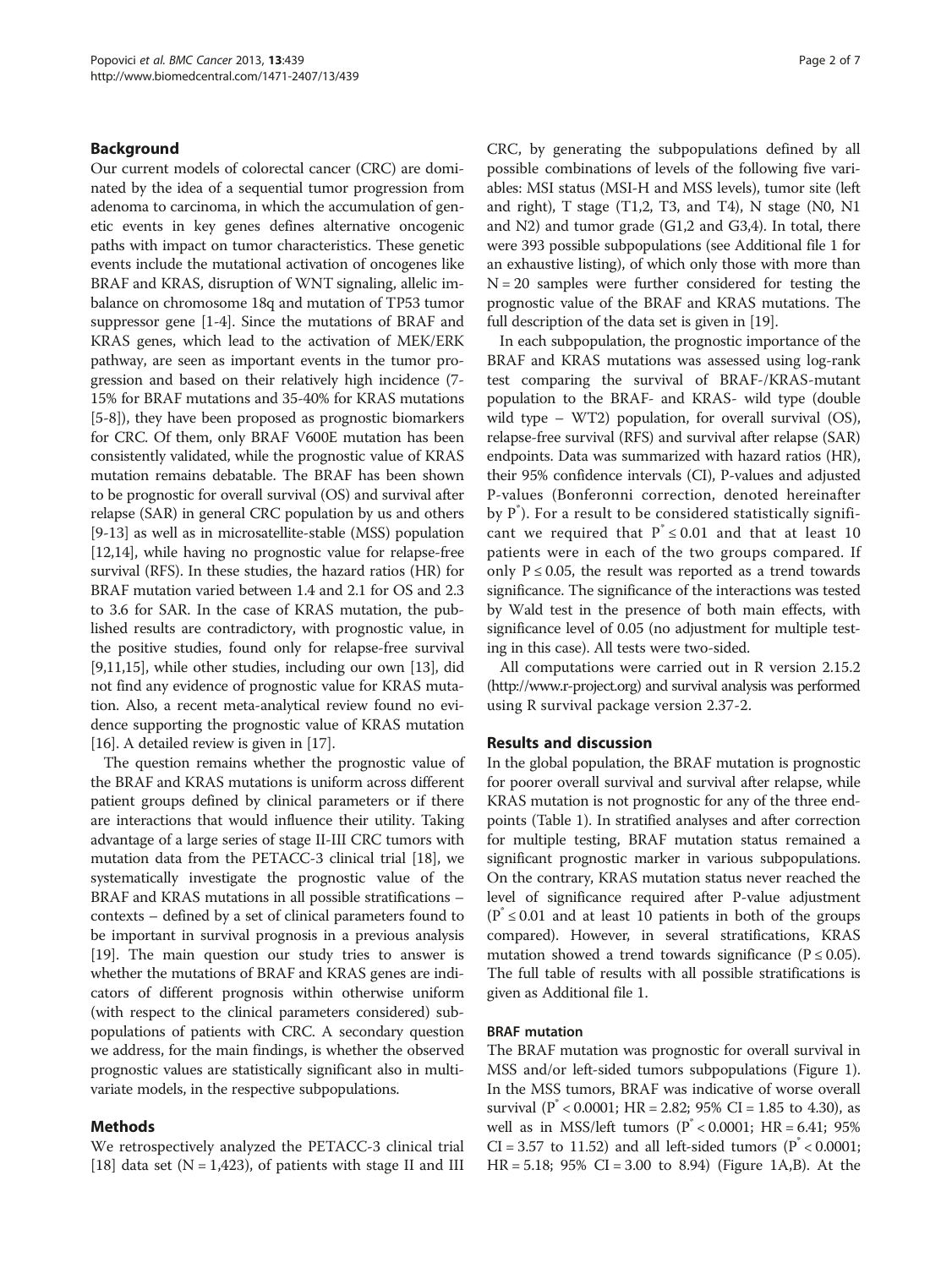## Background

Our current models of colorectal cancer (CRC) are dominated by the idea of a sequential tumor progression from adenoma to carcinoma, in which the accumulation of genetic events in key genes defines alternative oncogenic paths with impact on tumor characteristics. These genetic events include the mutational activation of oncogenes like BRAF and KRAS, disruption of WNT signaling, allelic imbalance on chromosome 18q and mutation of TP53 tumor suppressor gene [1-4]. Since the mutations of BRAF and KRAS genes, which lead to the activation of MEK/ERK pathway, are seen as important events in the tumor progression and based on their relatively high incidence (7-15% for BRAF mutations and 35-40% for KRAS mutations [5-8]), they have been proposed as prognostic biomarkers for CRC. Of them, only BRAF V600E mutation has been consistently validated, while the prognostic value of KRAS mutation remains debatable. The BRAF has been shown to be prognostic for overall survival (OS) and survival after relapse (SAR) in general CRC population by us and others [9-13] as well as in microsatellite-stable (MSS) population [12,14], while having no prognostic value for relapse-free survival (RFS). In these studies, the hazard ratios (HR) for BRAF mutation varied between 1.4 and 2.1 for OS and 2.3 to 3.6 for SAR. In the case of KRAS mutation, the published results are contradictory, with prognostic value, in the positive studies, found only for relapse-free survival [9,11,15], while other studies, including our own [13], did not find any evidence of prognostic value for KRAS mutation. Also, a recent meta-analytical review found no evidence supporting the prognostic value of KRAS mutation [16]. A detailed review is given in [17].

The question remains whether the prognostic value of the BRAF and KRAS mutations is uniform across different patient groups defined by clinical parameters or if there are interactions that would influence their utility. Taking advantage of a large series of stage II-III CRC tumors with mutation data from the PETACC-3 clinical trial [18], we systematically investigate the prognostic value of the BRAF and KRAS mutations in all possible stratifications – contexts – defined by a set of clinical parameters found to be important in survival prognosis in a previous analysis [19]. The main question our study tries to answer is whether the mutations of BRAF and KRAS genes are indicators of different prognosis within otherwise uniform (with respect to the clinical parameters considered) subpopulations of patients with CRC. A secondary question we address, for the main findings, is whether the observed prognostic values are statistically significant also in multivariate models, in the respective subpopulations.

## Methods

We retrospectively analyzed the PETACC-3 clinical trial [18] data set (N = 1,423), of patients with stage II and III CRC, by generating the subpopulations defined by all possible combinations of levels of the following five variables: MSI status (MSI-H and MSS levels), tumor site (left and right), T stage (T1,2, T3, and T4), N stage (N0, N1 and N2) and tumor grade (G1,2 and G3,4). In total, there were 393 possible subpopulations (see Additional file 1 for an exhaustive listing), of which only those with more than N = 20 samples were further considered for testing the prognostic value of the BRAF and KRAS mutations. The full description of the data set is given in [19].

In each subpopulation, the prognostic importance of the BRAF and KRAS mutations was assessed using log-rank test comparing the survival of BRAF-/KRAS-mutant population to the BRAF- and KRAS- wild type (double wild type – WT2) population, for overall survival (OS), relapse-free survival (RFS) and survival after relapse (SAR) endpoints. Data was summarized with hazard ratios (HR), their 95% confidence intervals (CI), P-values and adjusted P-values (Bonferonni correction, denoted hereinafter by $P^*$). For a result to be considered statistically significant we required that $P^* \leq 0.01$ and that at least 10 patients were in each of the two groups compared. If only $P \leq 0.05$, the result was reported as a trend towards significance. The significance of the interactions was tested by Wald test in the presence of both main effects, with significance level of 0.05 (no adjustment for multiple testing in this case). All tests were two-sided.

All computations were carried out in R version 2.15.2 (http://www.r-project.org) and survival analysis was performed using R survival package version 2.37-2.

## Results and discussion

In the global population, the BRAF mutation is prognostic for poorer overall survival and survival after relapse, while KRAS mutation is not prognostic for any of the three endpoints (Table 1). In stratified analyses and after correction for multiple testing, BRAF mutation status remained a significant prognostic marker in various subpopulations. On the contrary, KRAS mutation status never reached the level of significance required after P-value adjustment ($P^* \leq 0.01$ and at least 10 patients in both of the groups compared). However, in several stratifications, KRAS mutation showed a trend towards significance ($P \leq 0.05$). The full table of results with all possible stratifications is given as Additional file 1.

### BRAF mutation

The BRAF mutation was prognostic for overall survival in MSS and/or left-sided tumors subpopulations (Figure 1). In the MSS tumors, BRAF was indicative of worse overall survival ($P^* < 0.0001$; HR = 2.82; 95% CI = 1.85 to 4.30), as well as in MSS/left tumors ($P^* < 0.0001$; HR = 6.41; 95% CI = 3.57 to 11.52) and all left-sided tumors ($P^* < 0.0001$; HR = 5.18; 95% CI = 3.00 to 8.94) (Figure 1A,B). At the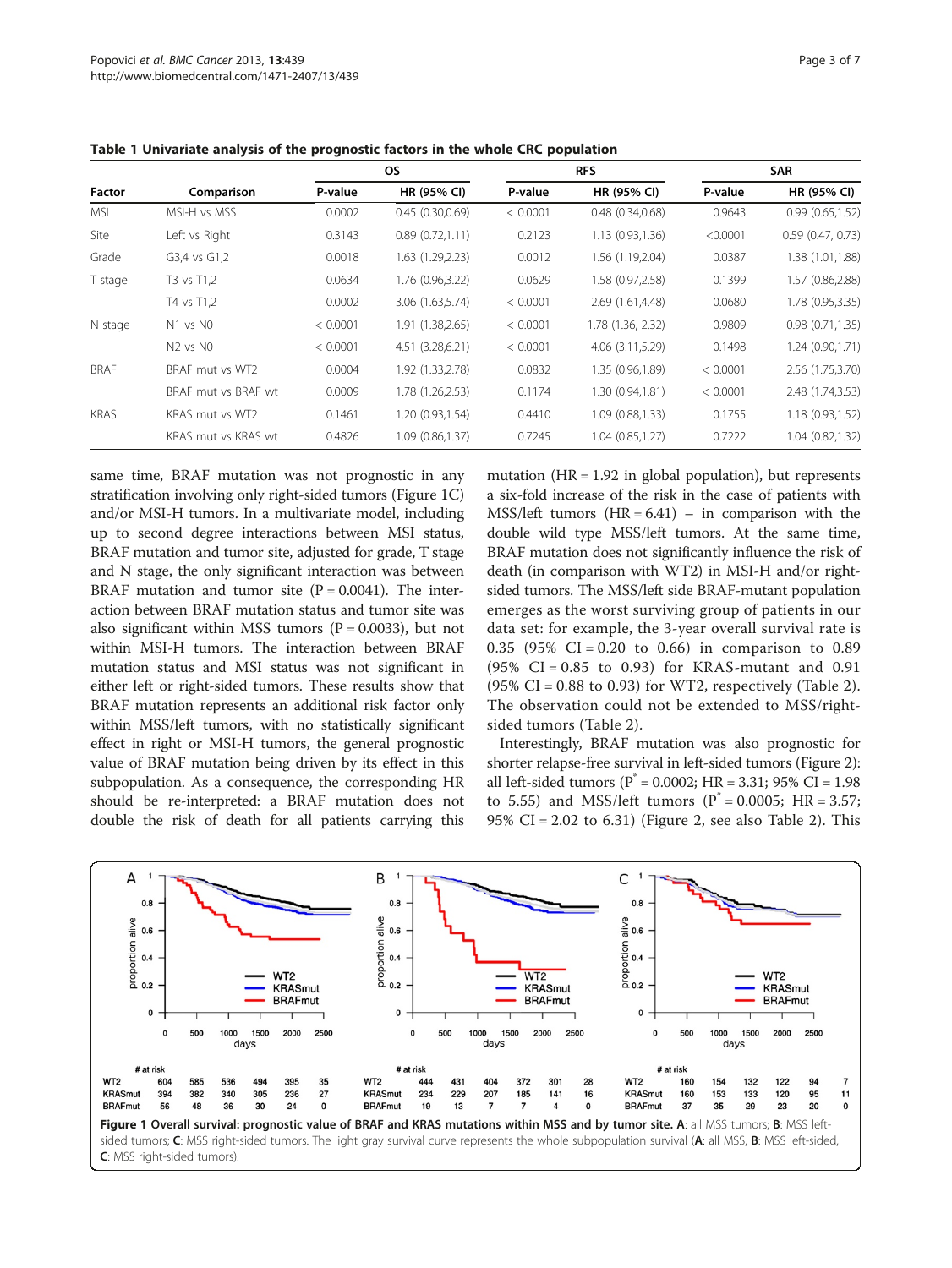**Table 1 Univariate analysis of the prognostic factors in the whole CRC population**

| Factor | Comparison | OS | | RFS | | SAR | |
|---|---|---|---|---|---|---|---|
| | | P-value | HR (95% CI) | P-value | HR (95% CI) | P-value | HR (95% CI) |
| MSI | MSI-H vs MSS | 0.0002 | 0.45 (0.30,0.69) | < 0.0001 | 0.48 (0.34,0.68) | 0.9643 | 0.99 (0.65,1.52) |
| Site | Left vs Right | 0.3143 | 0.89 (0.72,1.11) | 0.2123 | 1.13 (0.93,1.36) | <0.0001 | 0.59 (0.47, 0.73) |
| Grade | G3,4 vs G1,2 | 0.0018 | 1.63 (1.29,2.23) | 0.0012 | 1.56 (1.19,2.04) | 0.0387 | 1.38 (1.01,1.88) |
| T stage | T3 vs T1,2 | 0.0634 | 1.76 (0.96,3.22) | 0.0629 | 1.58 (0.97,2.58) | 0.1399 | 1.57 (0.86,2.88) |
| | T4 vs T1,2 | 0.0002 | 3.06 (1.63,5.74) | < 0.0001 | 2.69 (1.61,4.48) | 0.0680 | 1.78 (0.95,3.35) |
| N stage | N1 vs N0 | < 0.0001 | 1.91 (1.38,2.65) | < 0.0001 | 1.78 (1.36, 2.32) | 0.9809 | 0.98 (0.71,1.35) |
| | N2 vs N0 | < 0.0001 | 4.51 (3.28,6.21) | < 0.0001 | 4.06 (3.11,5.29) | 0.1498 | 1.24 (0.90,1.71) |
| BRAF | BRAF mut vs WT2 | 0.0004 | 1.92 (1.33,2.78) | 0.0832 | 1.35 (0.96,1.89) | < 0.0001 | 2.56 (1.75,3.70) |
| | BRAF mut vs BRAF wt | 0.0009 | 1.78 (1.26,2.53) | 0.1174 | 1.30 (0.94,1.81) | < 0.0001 | 2.48 (1.74,3.53) |
| KRAS | KRAS mut vs WT2 | 0.1461 | 1.20 (0.93,1.54) | 0.4410 | 1.09 (0.88,1.33) | 0.1755 | 1.18 (0.93,1.52) |
| | KRAS mut vs KRAS wt | 0.4826 | 1.09 (0.86,1.37) | 0.7245 | 1.04 (0.85,1.27) | 0.7222 | 1.04 (0.82,1.32) |

same time, BRAF mutation was not prognostic in any stratification involving only right-sided tumors (Figure 1C) and/or MSI-H tumors. In a multivariate model, including up to second degree interactions between MSI status, BRAF mutation and tumor site, adjusted for grade, T stage and N stage, the only significant interaction was between BRAF mutation and tumor site (P = 0.0041). The interaction between BRAF mutation status and tumor site was also significant within MSS tumors (P = 0.0033), but not within MSI-H tumors. The interaction between BRAF mutation status and MSI status was not significant in either left or right-sided tumors. These results show that BRAF mutation represents an additional risk factor only within MSS/left tumors, with no statistically significant effect in right or MSI-H tumors, the general prognostic value of BRAF mutation being driven by its effect in this subpopulation. As a consequence, the corresponding HR should be re-interpreted: a BRAF mutation does not double the risk of death for all patients carrying this mutation (HR = 1.92 in global population), but represents a six-fold increase of the risk in the case of patients with MSS/left tumors (HR = 6.41) – in comparison with the double wild type MSS/left tumors. At the same time, BRAF mutation does not significantly influence the risk of death (in comparison with WT2) in MSI-H and/or right-sided tumors. The MSS/left side BRAF-mutant population emerges as the worst surviving group of patients in our data set: for example, the 3-year overall survival rate is 0.35 (95% CI = 0.20 to 0.66) in comparison to 0.89 (95% CI = 0.85 to 0.93) for KRAS-mutant and 0.91 (95% CI = 0.88 to 0.93) for WT2, respectively (Table 2). The observation could not be extended to MSS/right-sided tumors (Table 2).

Interestingly, BRAF mutation was also prognostic for shorter relapse-free survival in left-sided tumors (Figure 2): all left-sided tumors ($P^*$ = 0.0002; HR = 3.31; 95% CI = 1.98 to 5.55) and MSS/left tumors ($P^*$ = 0.0005; HR = 3.57; 95% CI = 2.02 to 6.31) (Figure 2, see also Table 2). This

**Figure 1 Overall survival: prognostic value of BRAF and KRAS mutations within MSS and by tumor site. A**: all MSS tumors; **B**: MSS left-sided tumors; **C**: MSS right-sided tumors. The light gray survival curve represents the whole subpopulation survival (**A**: all MSS, **B**: MSS left-sided, **C**: MSS right-sided tumors).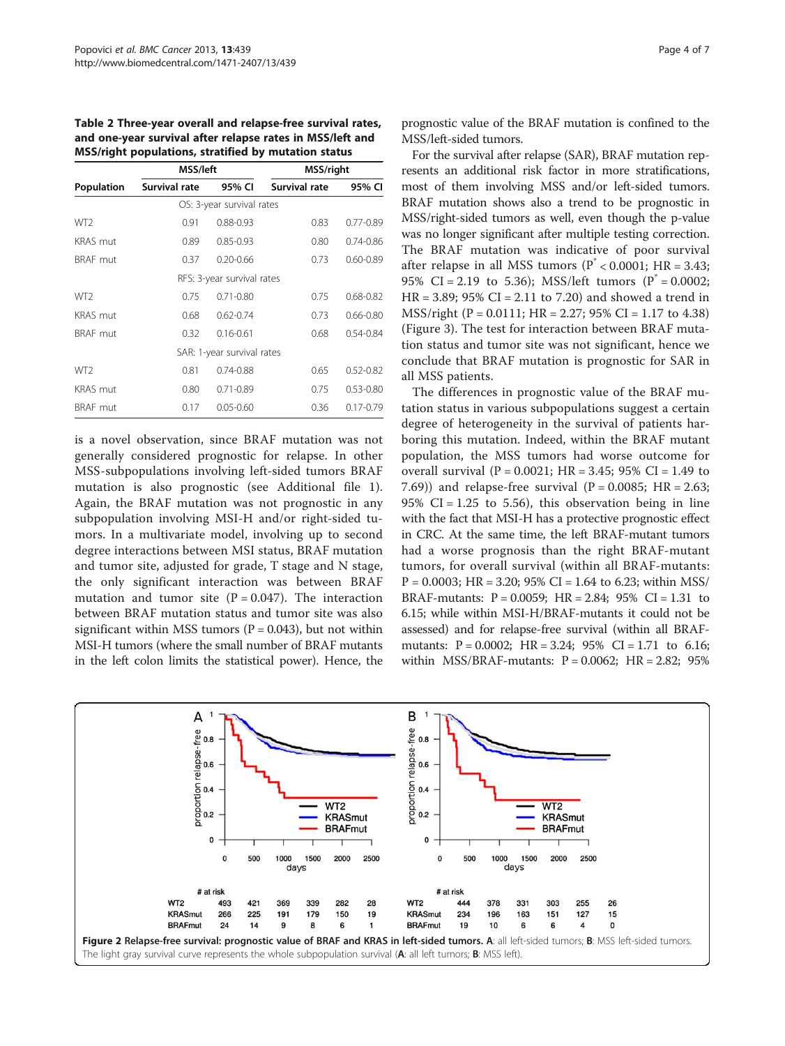**Table 2 Three-year overall and relapse-free survival rates, and one-year survival after relapse rates in MSS/left and MSS/right populations, stratified by mutation status**

| | MSS/left | | MSS/right | |
|---|---|---|---|---|
| Population | Survival rate | 95% CI | Survival rate | 95% CI |
| OS: 3-year survival rates | | | | |
| WT2 | 0.91 | 0.88-0.93 | 0.83 | 0.77-0.89 |
| KRAS mut | 0.89 | 0.85-0.93 | 0.80 | 0.74-0.86 |
| BRAF mut | 0.37 | 0.20-0.66 | 0.73 | 0.60-0.89 |
| RFS: 3-year survival rates | | | | |
| WT2 | 0.75 | 0.71-0.80 | 0.75 | 0.68-0.82 |
| KRAS mut | 0.68 | 0.62-0.74 | 0.73 | 0.66-0.80 |
| BRAF mut | 0.32 | 0.16-0.61 | 0.68 | 0.54-0.84 |
| SAR: 1-year survival rates | | | | |
| WT2 | 0.81 | 0.74-0.88 | 0.65 | 0.52-0.82 |
| KRAS mut | 0.80 | 0.71-0.89 | 0.75 | 0.53-0.80 |
| BRAF mut | 0.17 | 0.05-0.60 | 0.36 | 0.17-0.79 |

is a novel observation, since BRAF mutation was not generally considered prognostic for relapse. In other MSS-subpopulations involving left-sided tumors BRAF mutation is also prognostic (see Additional file 1). Again, the BRAF mutation was not prognostic in any subpopulation involving MSI-H and/or right-sided tumors. In a multivariate model, involving up to second degree interactions between MSI status, BRAF mutation and tumor site, adjusted for grade, T stage and N stage, the only significant interaction was between BRAF mutation and tumor site ($P = 0.047$). The interaction between BRAF mutation status and tumor site was also significant within MSS tumors ($P = 0.043$), but not within MSI-H tumors (where the small number of BRAF mutants in the left colon limits the statistical power). Hence, the prognostic value of the BRAF mutation is confined to the MSS/left-sided tumors.

For the survival after relapse (SAR), BRAF mutation represents an additional risk factor in more stratifications, most of them involving MSS and/or left-sided tumors. BRAF mutation shows also a trend to be prognostic in MSS/right-sided tumors as well, even though the p-value was no longer significant after multiple testing correction. The BRAF mutation was indicative of poor survival after relapse in all MSS tumors ($P^* < 0.0001$; HR = 3.43; 95% CI = 2.19 to 5.36); MSS/left tumors ($P^* = 0.0002$; HR = 3.89; 95% CI = 2.11 to 7.20) and showed a trend in MSS/right ($P = 0.0111$; HR = 2.27; 95% CI = 1.17 to 4.38) (Figure 3). The test for interaction between BRAF mutation status and tumor site was not significant, hence we conclude that BRAF mutation is prognostic for SAR in all MSS patients.

The differences in prognostic value of the BRAF mutation status in various subpopulations suggest a certain degree of heterogeneity in the survival of patients harboring this mutation. Indeed, within the BRAF mutant population, the MSS tumors had worse outcome for overall survival ($P = 0.0021$; HR = 3.45; 95% CI = 1.49 to 7.69)) and relapse-free survival ($P = 0.0085$; HR = 2.63; 95% CI = 1.25 to 5.56), this observation being in line with the fact that MSI-H has a protective prognostic effect in CRC. At the same time, the left BRAF-mutant tumors had a worse prognosis than the right BRAF-mutant tumors, for overall survival (within all BRAF-mutants: $P = 0.0003$; HR = 3.20; 95% CI = 1.64 to 6.23; within MSS/BRAF-mutants: $P = 0.0059$; HR = 2.84; 95% CI = 1.31 to 6.15; while within MSI-H/BRAF-mutants it could not be assessed) and for relapse-free survival (within all BRAF-mutants: $P = 0.0002$; HR = 3.24; 95% CI = 1.71 to 6.16; within MSS/BRAF-mutants: $P = 0.0062$; HR = 2.82; 95%

**Figure 2 Relapse-free survival: prognostic value of BRAF and KRAS in left-sided tumors. A**: all left-sided tumors; **B**: MSS left-sided tumors. The light gray survival curve represents the whole subpopulation survival (**A**: all left tumors; **B**: MSS left).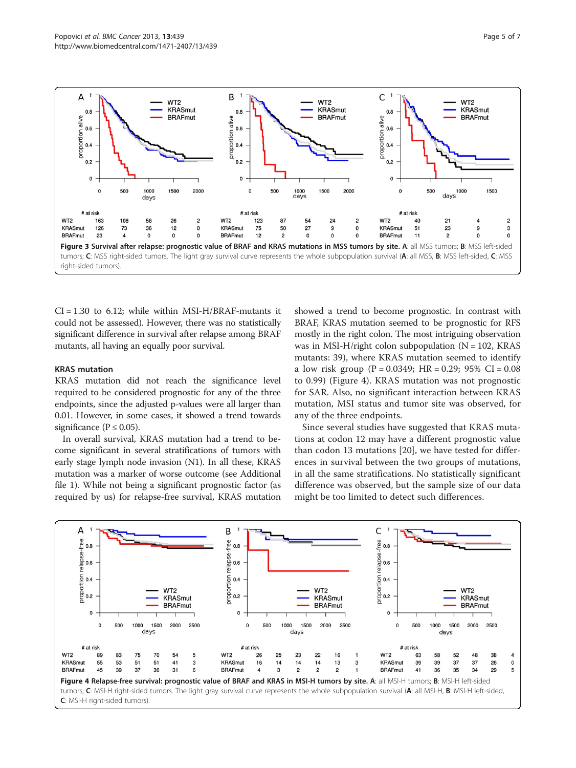Figure 3 Survival after relapse: prognostic value of BRAF and KRAS mutations in MSS tumors by site. A: all MSS tumors; B: MSS left-sided tumors; C: MSS right-sided tumors. The light gray survival curve represents the whole subpopulation survival (A: all MSS, B: MSS left-sided, C: MSS right-sided tumors).

CI = 1.30 to 6.12; while within MSI-H/BRAF-mutants it could not be assessed). However, there was no statistically significant difference in survival after relapse among BRAF mutants, all having an equally poor survival.

### KRAS mutation

KRAS mutation did not reach the significance level required to be considered prognostic for any of the three endpoints, since the adjusted p-values were all larger than 0.01. However, in some cases, it showed a trend towards significance ($P \leq 0.05$).

In overall survival, KRAS mutation had a trend to become significant in several stratifications of tumors with early stage lymph node invasion (N1). In all these, KRAS mutation was a marker of worse outcome (see Additional file 1). While not being a significant prognostic factor (as required by us) for relapse-free survival, KRAS mutation showed a trend to become prognostic. In contrast with BRAF, KRAS mutation seemed to be prognostic for RFS mostly in the right colon. The most intriguing observation was in MSI-H/right colon subpopulation (N = 102, KRAS mutants: 39), where KRAS mutation seemed to identify a low risk group ($P = 0.0349$; HR = 0.29; 95% CI = 0.08 to 0.99) (Figure 4). KRAS mutation was not prognostic for SAR. Also, no significant interaction between KRAS mutation, MSI status and tumor site was observed, for any of the three endpoints.

Since several studies have suggested that KRAS mutations at codon 12 may have a different prognostic value than codon 13 mutations [20], we have tested for differences in survival between the two groups of mutations, in all the same stratifications. No statistically significant difference was observed, but the sample size of our data might be too limited to detect such differences.

Figure 4 Relapse-free survival: prognostic value of BRAF and KRAS in MSI-H tumors by site. A: all MSI-H tumors; B: MSI-H left-sided tumors; C: MSI-H right-sided tumors. The light gray survival curve represents the whole subpopulation survival (A: all MSI-H, B: MSI-H left-sided, C: MSI-H right-sided tumors).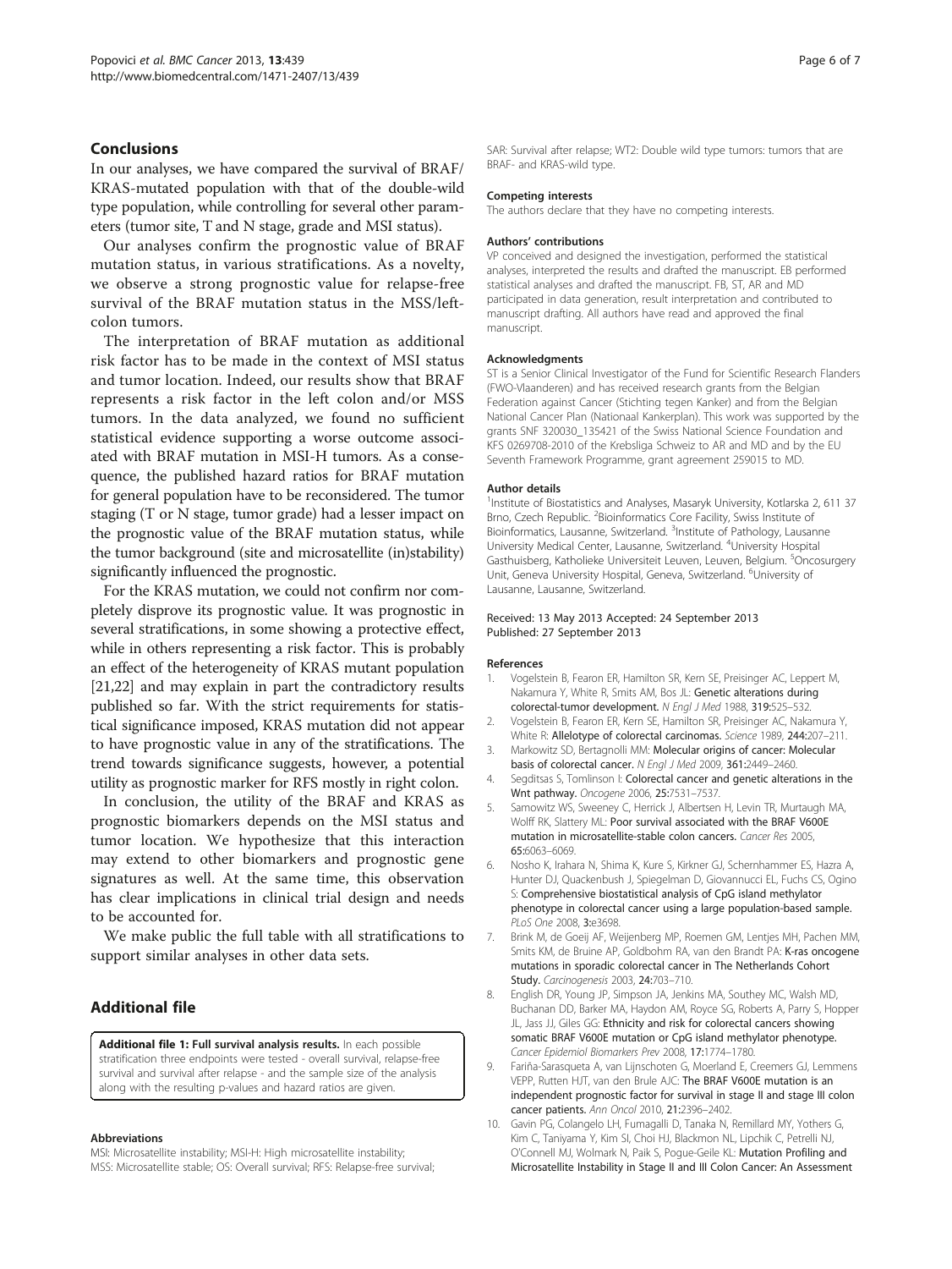## Conclusions

In our analyses, we have compared the survival of BRAF/KRAS-mutated population with that of the double-wild type population, while controlling for several other parameters (tumor site, T and N stage, grade and MSI status).

Our analyses confirm the prognostic value of BRAF mutation status, in various stratifications. As a novelty, we observe a strong prognostic value for relapse-free survival of the BRAF mutation status in the MSS/left-colon tumors.

The interpretation of BRAF mutation as additional risk factor has to be made in the context of MSI status and tumor location. Indeed, our results show that BRAF represents a risk factor in the left colon and/or MSS tumors. In the data analyzed, we found no sufficient statistical evidence supporting a worse outcome associated with BRAF mutation in MSI-H tumors. As a consequence, the published hazard ratios for BRAF mutation for general population have to be reconsidered. The tumor staging (T or N stage, tumor grade) had a lesser impact on the prognostic value of the BRAF mutation status, while the tumor background (site and microsatellite (in)stability) significantly influenced the prognostic.

For the KRAS mutation, we could not confirm nor completely disprove its prognostic value. It was prognostic in several stratifications, in some showing a protective effect, while in others representing a risk factor. This is probably an effect of the heterogeneity of KRAS mutant population [21,22] and may explain in part the contradictory results published so far. With the strict requirements for statistical significance imposed, KRAS mutation did not appear to have prognostic value in any of the stratifications. The trend towards significance suggests, however, a potential utility as prognostic marker for RFS mostly in right colon.

In conclusion, the utility of the BRAF and KRAS as prognostic biomarkers depends on the MSI status and tumor location. We hypothesize that this interaction may extend to other biomarkers and prognostic gene signatures as well. At the same time, this observation has clear implications in clinical trial design and needs to be accounted for.

We make public the full table with all stratifications to support similar analyses in other data sets.

## Additional file

**Additional file 1: Full survival analysis results.** In each possible stratification three endpoints were tested - overall survival, relapse-free survival and survival after relapse - and the sample size of the analysis along with the resulting p-values and hazard ratios are given.

#### Abbreviations

MSI: Microsatellite instability; MSI-H: High microsatellite instability; MSS: Microsatellite stable; OS: Overall survival; RFS: Relapse-free survival; SAR: Survival after relapse; WT2: Double wild type tumors: tumors that are BRAF- and KRAS-wild type.

#### Competing interests

The authors declare that they have no competing interests.

#### Authors' contributions

VP conceived and designed the investigation, performed the statistical analyses, interpreted the results and drafted the manuscript. EB performed statistical analyses and drafted the manuscript. FB, ST, AR and MD participated in data generation, result interpretation and contributed to manuscript drafting. All authors have read and approved the final manuscript.

#### Acknowledgments

ST is a Senior Clinical Investigator of the Fund for Scientific Research Flanders (FWO-Vlaanderen) and has received research grants from the Belgian Federation against Cancer (Stichting tegen Kanker) and from the Belgian National Cancer Plan (Nationaal Kankerplan). This work was supported by the grants SNF 320030_135421 of the Swiss National Science Foundation and KFS 0269708-2010 of the Krebsliga Schweiz to AR and MD and by the EU Seventh Framework Programme, grant agreement 259015 to MD.

#### Author details

[1]Institute of Biostatistics and Analyses, Masaryk University, Kotlarska 2, 611 37 Brno, Czech Republic. [2]Bioinformatics Core Facility, Swiss Institute of Bioinformatics, Lausanne, Switzerland. [3]Institute of Pathology, Lausanne University Medical Center, Lausanne, Switzerland. [4]University Hospital Gasthuisberg, Katholieke Universiteit Leuven, Leuven, Belgium. [5]Oncosurgery Unit, Geneva University Hospital, Geneva, Switzerland. [6]University of Lausanne, Lausanne, Switzerland.

Received: 13 May 2013 Accepted: 24 September 2013
Published: 27 September 2013

#### References

1. Vogelstein B, Fearon ER, Hamilton SR, Kern SE, Preisinger AC, Leppert M, Nakamura Y, White R, Smits AM, Bos JL: **Genetic alterations during colorectal-tumor development.** *N Engl J Med* 1988, **319:**525–532.
2. Vogelstein B, Fearon ER, Kern SE, Hamilton SR, Preisinger AC, Nakamura Y, White R: **Allelotype of colorectal carcinomas.** *Science* 1989, **244:**207–211.
3. Markowitz SD, Bertagnolli MM: **Molecular origins of cancer: Molecular basis of colorectal cancer.** *N Engl J Med* 2009, **361:**2449–2460.
4. Segditsas S, Tomlinson I: **Colorectal cancer and genetic alterations in the Wnt pathway.** *Oncogene* 2006, **25:**7531–7537.
5. Samowitz WS, Sweeney C, Herrick J, Albertsen H, Levin TR, Murtaugh MA, Wolff RK, Slattery ML: **Poor survival associated with the BRAF V600E mutation in microsatellite-stable colon cancers.** *Cancer Res* 2005, **65:**6063–6069.
6. Nosho K, Irahara N, Shima K, Kure S, Kirkner GJ, Schernhammer ES, Hazra A, Hunter DJ, Quackenbush J, Spiegelman D, Giovannucci EL, Fuchs CS, Ogino S: **Comprehensive biostatistical analysis of CpG island methylator phenotype in colorectal cancer using a large population-based sample.** *PLoS One* 2008, **3:**e3698.
7. Brink M, de Goeij AF, Weijenberg MP, Roemen GM, Lentjes MH, Pachen MM, Smits KM, de Bruine AP, Goldbohm RA, van den Brandt PA: **K-ras oncogene mutations in sporadic colorectal cancer in The Netherlands Cohort Study.** *Carcinogenesis* 2003, **24:**703–710.
8. English DR, Young JP, Simpson JA, Jenkins MA, Southey MC, Walsh MD, Buchanan DD, Barker MA, Haydon AM, Royce SG, Roberts A, Parry S, Hopper JL, Jass JJ, Giles GG: **Ethnicity and risk for colorectal cancers showing somatic BRAF V600E mutation or CpG island methylator phenotype.** *Cancer Epidemiol Biomarkers Prev* 2008, **17:**1774–1780.
9. Fariña-Sarasqueta A, van Lijnschoten G, Moerland E, Creemers GJ, Lemmens VEPP, Rutten HJT, van den Brule AJC: **The BRAF V600E mutation is an independent prognostic factor for survival in stage II and stage III colon cancer patients.** *Ann Oncol* 2010, **21:**2396–2402.
10. Gavin PG, Colangelo LH, Fumagalli D, Tanaka N, Remillard MY, Yothers G, Kim C, Taniyama Y, Kim SI, Choi HJ, Blackmon NL, Lipchik C, Petrelli NJ, O'Connell MJ, Wolmark N, Paik S, Pogue-Geile KL: **Mutation Profiling and Microsatellite Instability in Stage II and III Colon Cancer: An Assessment**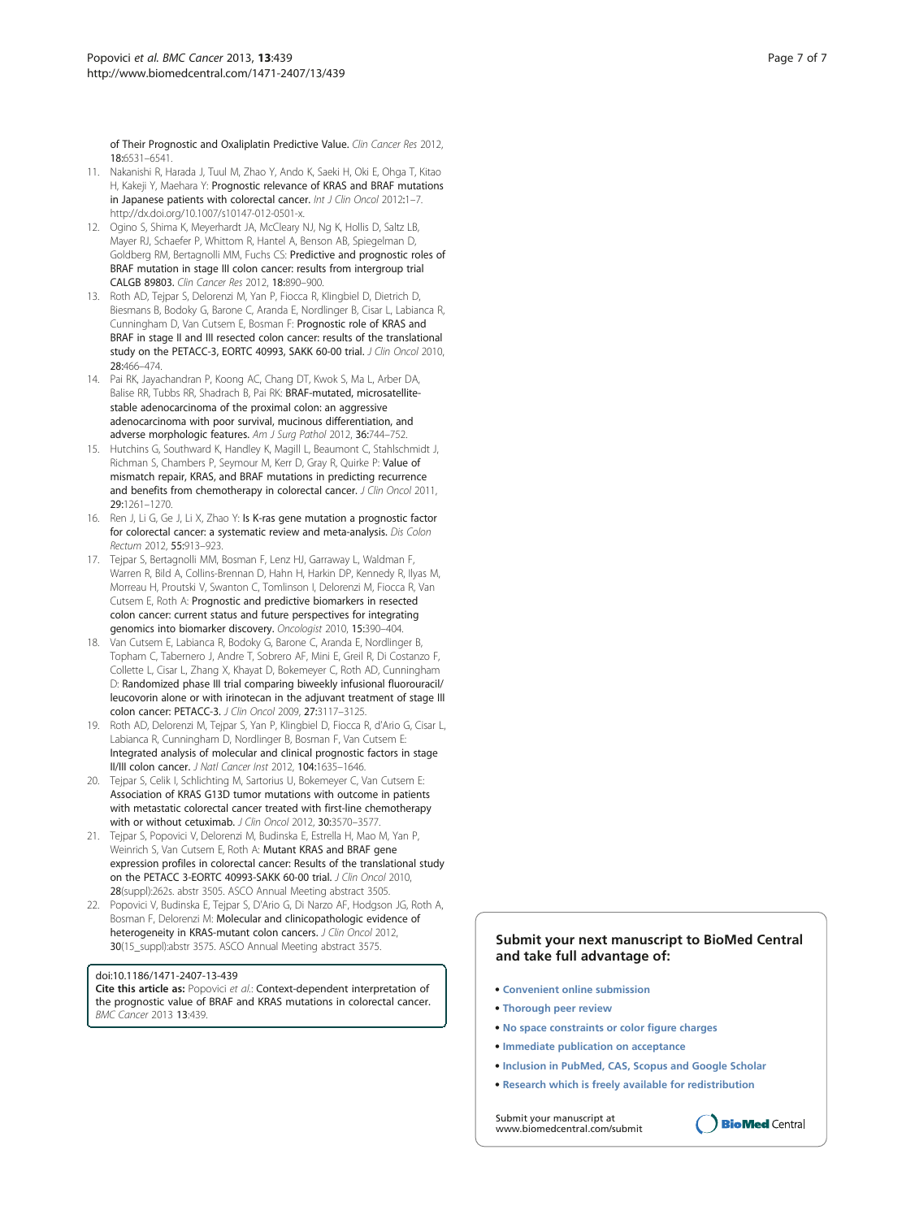of Their Prognostic and Oxaliplatin Predictive Value. *Clin Cancer Res* 2012, **18:**6531–6541.

11. Nakanishi R, Harada J, Tuul M, Zhao Y, Ando K, Saeki H, Oki E, Ohga T, Kitao H, Kakeji Y, Maehara Y: **Prognostic relevance of KRAS and BRAF mutations in Japanese patients with colorectal cancer.** *Int J Clin Oncol* 2012:1–7. http://dx.doi.org/10.1007/s10147-012-0501-x.
12. Ogino S, Shima K, Meyerhardt JA, McCleary NJ, Ng K, Hollis D, Saltz LB, Mayer RJ, Schaefer P, Whittom R, Hantel A, Benson AB, Spiegelman D, Goldberg RM, Bertagnolli MM, Fuchs CS: **Predictive and prognostic roles of BRAF mutation in stage III colon cancer: results from intergroup trial CALGB 89803.** *Clin Cancer Res* 2012, **18:**890–900.
13. Roth AD, Tejpar S, Delorenzi M, Yan P, Fiocca R, Klingbiel D, Dietrich D, Biesmans B, Bodoky G, Barone C, Aranda E, Nordlinger B, Cisar L, Labianca R, Cunningham D, Van Cutsem E, Bosman F: **Prognostic role of KRAS and BRAF in stage II and III resected colon cancer: results of the translational study on the PETACC-3, EORTC 40993, SAKK 60-00 trial.** *J Clin Oncol* 2010, **28:**466–474.
14. Pai RK, Jayachandran P, Koong AC, Chang DT, Kwok S, Ma L, Arber DA, Balise RR, Tubbs RR, Shadrach B, Pai RK: **BRAF-mutated, microsatellite-stable adenocarcinoma of the proximal colon: an aggressive adenocarcinoma with poor survival, mucinous differentiation, and adverse morphologic features.** *Am J Surg Pathol* 2012, **36:**744–752.
15. Hutchins G, Southward K, Handley K, Magill L, Beaumont C, Stahlschmidt J, Richman S, Chambers P, Seymour M, Kerr D, Gray R, Quirke P: **Value of mismatch repair, KRAS, and BRAF mutations in predicting recurrence and benefits from chemotherapy in colorectal cancer.** *J Clin Oncol* 2011, **29:**1261–1270.
16. Ren J, Li G, Ge J, Li X, Zhao Y: **Is K-ras gene mutation a prognostic factor for colorectal cancer: a systematic review and meta-analysis.** *Dis Colon Rectum* 2012, **55:**913–923.
17. Tejpar S, Bertagnolli MM, Bosman F, Lenz HJ, Garraway L, Waldman F, Warren R, Bild A, Collins-Brennan D, Hahn H, Harkin DP, Kennedy R, Ilyas M, Morreau H, Proutski V, Swanton C, Tomlinson I, Delorenzi M, Fiocca R, Van Cutsem E, Roth A: **Prognostic and predictive biomarkers in resected colon cancer: current status and future perspectives for integrating genomics into biomarker discovery.** *Oncologist* 2010, **15:**390–404.
18. Van Cutsem E, Labianca R, Bodoky G, Barone C, Aranda E, Nordlinger B, Topham C, Tabernero J, Andre T, Sobrero AF, Mini E, Greil R, Di Costanzo F, Collette L, Cisar L, Zhang X, Khayat D, Bokemeyer C, Roth AD, Cunningham D: **Randomized phase III trial comparing biweekly infusional fluorouracil/leucovorin alone or with irinotecan in the adjuvant treatment of stage III colon cancer: PETACC-3.** *J Clin Oncol* 2009, **27:**3117–3125.
19. Roth AD, Delorenzi M, Tejpar S, Yan P, Klingbiel D, Fiocca R, d'Ario G, Cisar L, Labianca R, Cunningham D, Nordlinger B, Bosman F, Van Cutsem E: **Integrated analysis of molecular and clinical prognostic factors in stage II/III colon cancer.** *J Natl Cancer Inst* 2012, **104:**1635–1646.
20. Tejpar S, Celik I, Schlichting M, Sartorius U, Bokemeyer C, Van Cutsem E: **Association of KRAS G13D tumor mutations with outcome in patients with metastatic colorectal cancer treated with first-line chemotherapy with or without cetuximab.** *J Clin Oncol* 2012, **30:**3570–3577.
21. Tejpar S, Popovici V, Delorenzi M, Budinska E, Estrella H, Mao M, Yan P, Weinrich S, Van Cutsem E, Roth A: **Mutant KRAS and BRAF gene expression profiles in colorectal cancer: Results of the translational study on the PETACC 3-EORTC 40993-SAKK 60-00 trial.** *J Clin Oncol* 2010, **28**(suppl):262s. abstr 3505. ASCO Annual Meeting abstract 3505.
22. Popovici V, Budinska E, Tejpar S, D'Ario G, Di Narzo AF, Hodgson JG, Roth A, Bosman F, Delorenzi M: **Molecular and clinicopathologic evidence of heterogeneity in KRAS-mutant colon cancers.** *J Clin Oncol* 2012, **30**(15_suppl):abstr 3575. ASCO Annual Meeting abstract 3575.

doi:10.1186/1471-2407-13-439
**Cite this article as:** Popovici *et al.*: Context-dependent interpretation of the prognostic value of BRAF and KRAS mutations in colorectal cancer. *BMC Cancer* 2013 **13**:439.

**Submit your next manuscript to BioMed Central and take full advantage of:**

- **Convenient online submission**
- **Thorough peer review**
- **No space constraints or color figure charges**
- **Immediate publication on acceptance**
- **Inclusion in PubMed, CAS, Scopus and Google Scholar**
- **Research which is freely available for redistribution**

Submit your manuscript at
www.biomedcentral.com/submit

BioMed Central